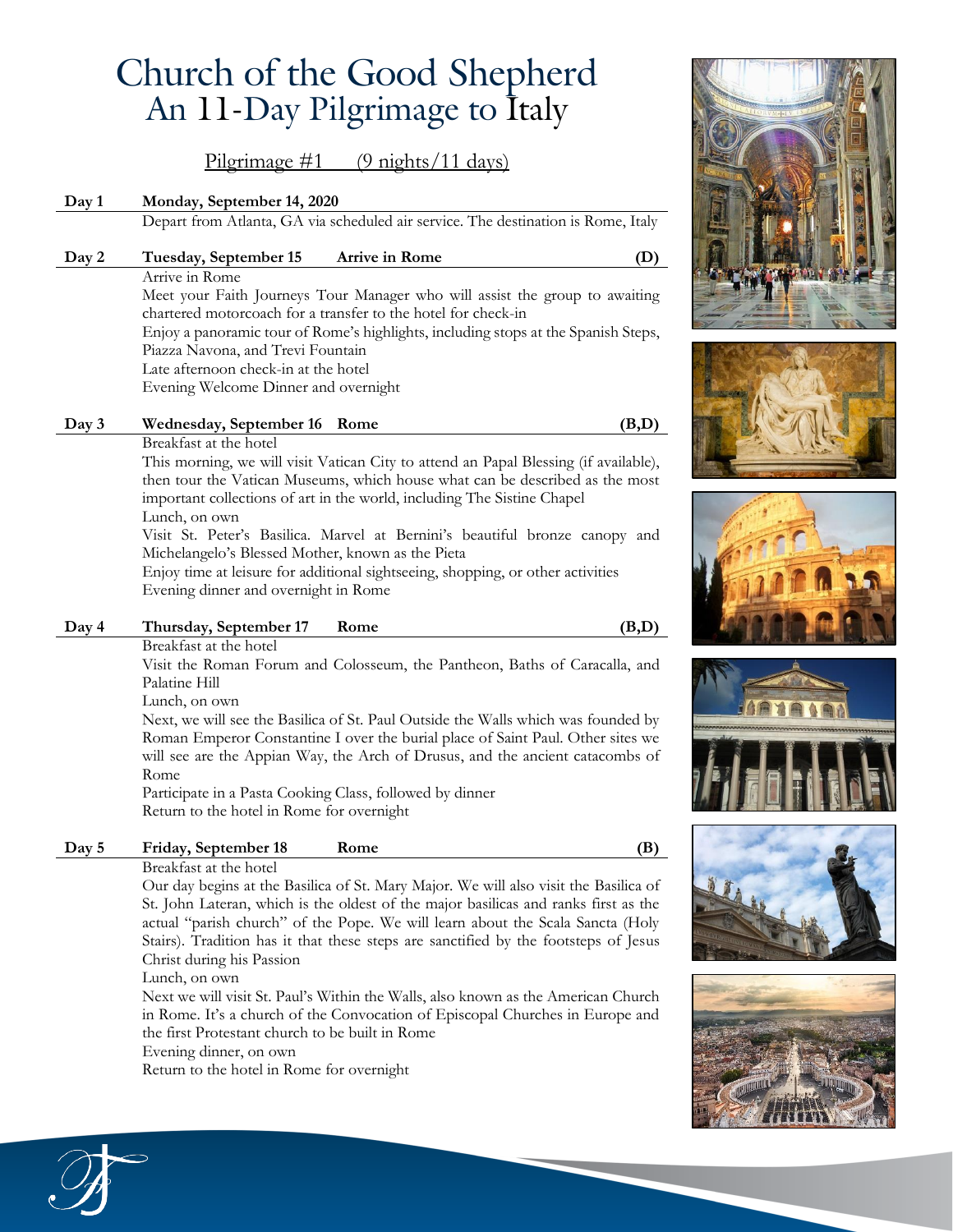# Church of the Good Shepherd
## An 11-Day Pilgrimage to Italy

Pilgrimage #1 (9 nights/11 days)

**Day 1** **Monday, September 14, 2020**

Depart from Atlanta, GA via scheduled air service. The destination is Rome, Italy

**Day 2** **Tuesday, September 15** **Arrive in Rome** **(D)**

Arrive in Rome

Meet your Faith Journeys Tour Manager who will assist the group to awaiting chartered motorcoach for a transfer to the hotel for check-in

Enjoy a panoramic tour of Rome's highlights, including stops at the Spanish Steps, Piazza Navona, and Trevi Fountain

Late afternoon check-in at the hotel

Evening Welcome Dinner and overnight

**Day 3** **Wednesday, September 16** **Rome** **(B,D)**

Breakfast at the hotel

This morning, we will visit Vatican City to attend an Papal Blessing (if available), then tour the Vatican Museums, which house what can be described as the most important collections of art in the world, including The Sistine Chapel

Lunch, on own

Visit St. Peter's Basilica. Marvel at Bernini's beautiful bronze canopy and Michelangelo's Blessed Mother, known as the Pieta

Enjoy time at leisure for additional sightseeing, shopping, or other activities

Evening dinner and overnight in Rome

**Day 4** **Thursday, September 17** **Rome** **(B,D)**

Breakfast at the hotel

Visit the Roman Forum and Colosseum, the Pantheon, Baths of Caracalla, and Palatine Hill

Lunch, on own

Next, we will see the Basilica of St. Paul Outside the Walls which was founded by Roman Emperor Constantine I over the burial place of Saint Paul. Other sites we will see are the Appian Way, the Arch of Drusus, and the ancient catacombs of Rome

Participate in a Pasta Cooking Class, followed by dinner

Return to the hotel in Rome for overnight

**Day 5** **Friday, September 18** **Rome** **(B)**

Breakfast at the hotel

Our day begins at the Basilica of St. Mary Major. We will also visit the Basilica of St. John Lateran, which is the oldest of the major basilicas and ranks first as the actual "parish church" of the Pope. We will learn about the Scala Sancta (Holy Stairs). Tradition has it that these steps are sanctified by the footsteps of Jesus Christ during his Passion

Lunch, on own

Next we will visit St. Paul's Within the Walls, also known as the American Church in Rome. It's a church of the Convocation of Episcopal Churches in Europe and the first Protestant church to be built in Rome

Evening dinner, on own

Return to the hotel in Rome for overnight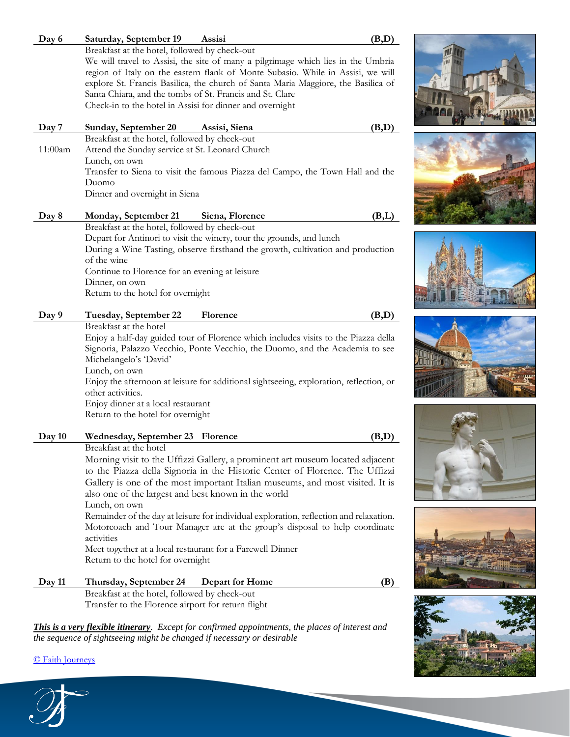**Day 6** | **Saturday, September 19** | **Assisi** | **(B,D)**

Breakfast at the hotel, followed by check-out

We will travel to Assisi, the site of many a pilgrimage which lies in the Umbria region of Italy on the eastern flank of Monte Subasio. While in Assisi, we will explore St. Francis Basilica, the church of Santa Maria Maggiore, the Basilica of Santa Chiara, and the tombs of St. Francis and St. Clare

Check-in to the hotel in Assisi for dinner and overnight

**Day 7** | **Sunday, September 20** | **Assisi, Siena** | **(B,D)**

Breakfast at the hotel, followed by check-out

11:00am Attend the Sunday service at St. Leonard Church

Lunch, on own

Transfer to Siena to visit the famous Piazza del Campo, the Town Hall and the Duomo

Dinner and overnight in Siena

**Day 8** | **Monday, September 21** | **Siena, Florence** | **(B,L)**

Breakfast at the hotel, followed by check-out

Depart for Antinori to visit the winery, tour the grounds, and lunch

During a Wine Tasting, observe firsthand the growth, cultivation and production of the wine

Continue to Florence for an evening at leisure

Dinner, on own

Return to the hotel for overnight

**Day 9** | **Tuesday, September 22** | **Florence** | **(B,D)**

Breakfast at the hotel

Enjoy a half-day guided tour of Florence which includes visits to the Piazza della Signoria, Palazzo Vecchio, Ponte Vecchio, the Duomo, and the Academia to see Michelangelo's 'David'

Lunch, on own

Enjoy the afternoon at leisure for additional sightseeing, exploration, reflection, or other activities.

Enjoy dinner at a local restaurant

Return to the hotel for overnight

**Day 10** | **Wednesday, September 23** | **Florence** | **(B,D)**

Breakfast at the hotel

Morning visit to the Uffizzi Gallery, a prominent art museum located adjacent to the Piazza della Signoria in the Historic Center of Florence. The Uffizzi Gallery is one of the most important Italian museums, and most visited. It is also one of the largest and best known in the world

Lunch, on own

Remainder of the day at leisure for individual exploration, reflection and relaxation. Motorcoach and Tour Manager are at the group's disposal to help coordinate activities

Meet together at a local restaurant for a Farewell Dinner

Return to the hotel for overnight

**Day 11** | **Thursday, September 24** | **Depart for Home** | **(B)**

Breakfast at the hotel, followed by check-out

Transfer to the Florence airport for return flight

***This is a very flexible itinerary***. *Except for confirmed appointments, the places of interest and the sequence of sightseeing might be changed if necessary or desirable*

© Faith Journeys